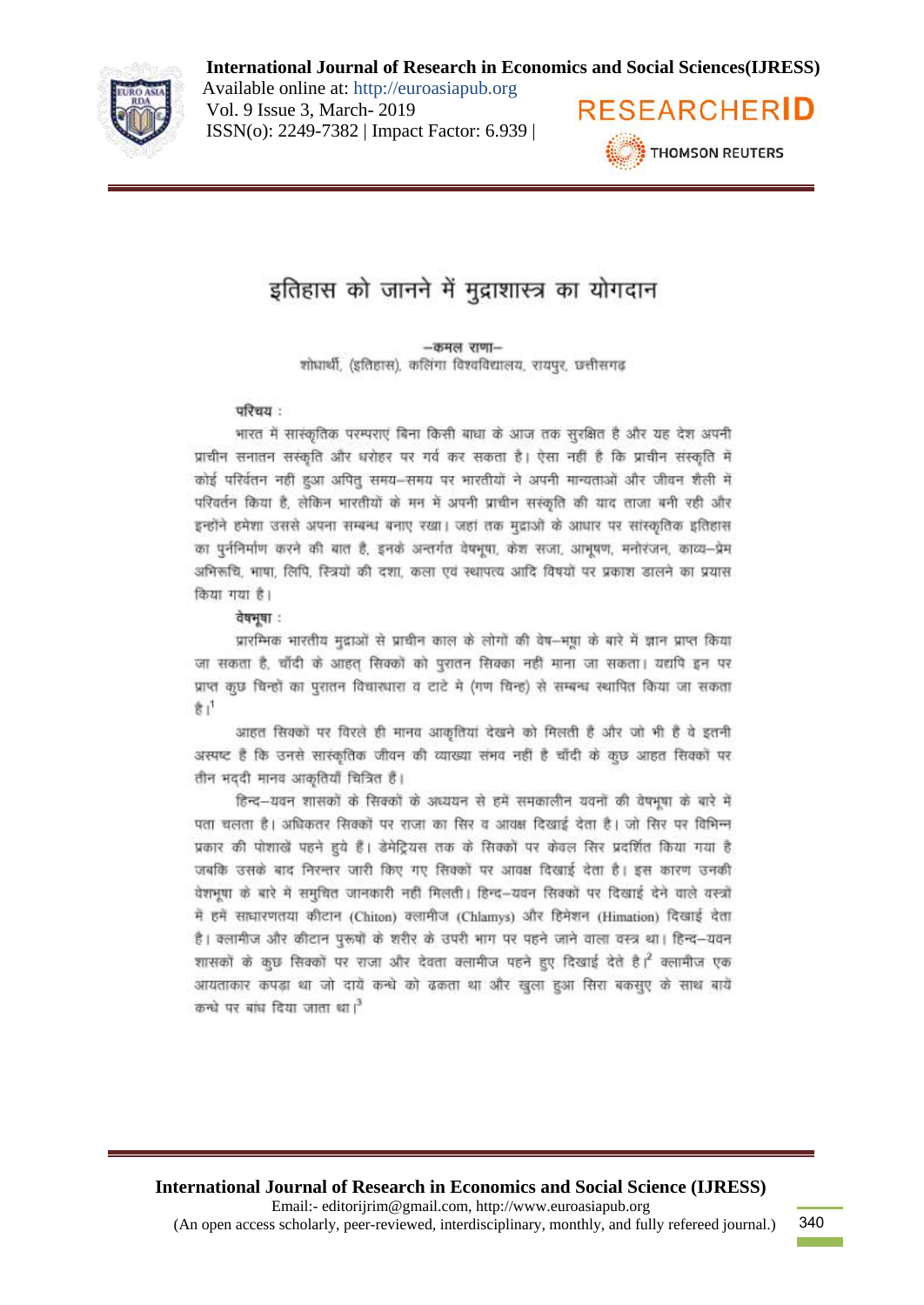# इतिहास को जानने में मुद्राशास्त्र का योगदान

–कमल राणा–

शोधार्थी, (इतिहास), कलिंगा विश्वविद्यालय, रायपुर, छत्तीसगढ़

**परिचय :**

भारत में सांस्कृतिक परम्पराएं बिना किसी बाधा के आज तक सुरक्षित है और यह देश अपनी प्राचीन सनातन संस्कृति और धरोहर पर गर्व कर सकता है। ऐसा नहीं है कि प्राचीन संस्कृति में कोई परिवर्तन नहीं हुआ अपितु समय–समय पर भारतीयों ने अपनी मान्यताओं और जीवन शैली में परिवर्तन किया है, लेकिन भारतीयों के मन में अपनी प्राचीन संस्कृति की याद ताजा बनी रही और इन्होंने हमेशा उससे अपना सम्बन्ध बनाए रखा। जहां तक मुद्राओं के आधार पर सांस्कृतिक इतिहास का पुर्ननिर्माण करने की बात है, इनके अन्तर्गत वेषभूषा, केश सजा, आभूषण, मनोरंजन, काव्य–प्रेम अभिरूचि, भाषा, लिपि, स्त्रियों की दशा, कला एवं स्थापत्य आदि विषयों पर प्रकाश डालने का प्रयास किया गया है।

**वेषभूषा :**

प्रारम्भिक भारतीय मुद्राओं से प्राचीन काल के लोगों की वेष–भूषा के बारे में ज्ञान प्राप्त किया जा सकता है, चाँदी के आहत् सिक्कों को पुरातन सिक्का नहीं माना जा सकता। यद्यपि इन पर प्राप्त कुछ चिन्हों का पुरातन विचारधारा व टाटे मे (गण चिन्ह) से सम्बन्ध स्थापित किया जा सकता है।[1]

आहत सिक्कों पर विरले ही मानव आकृतियां देखने को मिलती है और जो भी है वे इतनी अस्पष्ट है कि उनसे सांस्कृतिक जीवन की व्याख्या संभव नहीं है चाँदी के कुछ आहत सिक्कों पर तीन भद्दी मानव आकृतियाँ चित्रित हैं।

हिन्द–यवन शासकों के सिक्कों के अध्ययन से हमें समकालीन यवनों की वेषभूषा के बारे में पता चलता है। अधिकतर सिक्कों पर राजा का सिर व आवक्ष दिखाई देता है। जो सिर पर विभिन्न प्रकार की पोशाखें पहने हुये हैं। डेमेट्रियस तक के सिक्कों पर केवल सिर प्रदर्शित किया गया है जबकि उसके बाद निरन्तर जारी किए गए सिक्कों पर आवक्ष दिखाई देता है। इस कारण उनकी वेशभूषा के बारे में समुचित जानकारी नहीं मिलती। हिन्द–यवन सिक्कों पर दिखाई देने वाले वस्त्रों में हमें साधारणतया कीटान (Chiton) क्लामीज (Chlamys) और हिमेशन (Himation) दिखाई देता है। क्लामीज और कीटान पुरूषों के शरीर के उपरी भाग पर पहने जाने वाला वस्त्र था। हिन्द–यवन शासकों के कुछ सिक्कों पर राजा और देवता क्लामीज पहने हुए दिखाई देते है।[2] क्लामीज एक आयताकार कपड़ा था जो दायें कन्धे को ढकता था और खुला हुआ सिरा बकसुए के साथ बायें कन्धे पर बांध दिया जाता था।[3]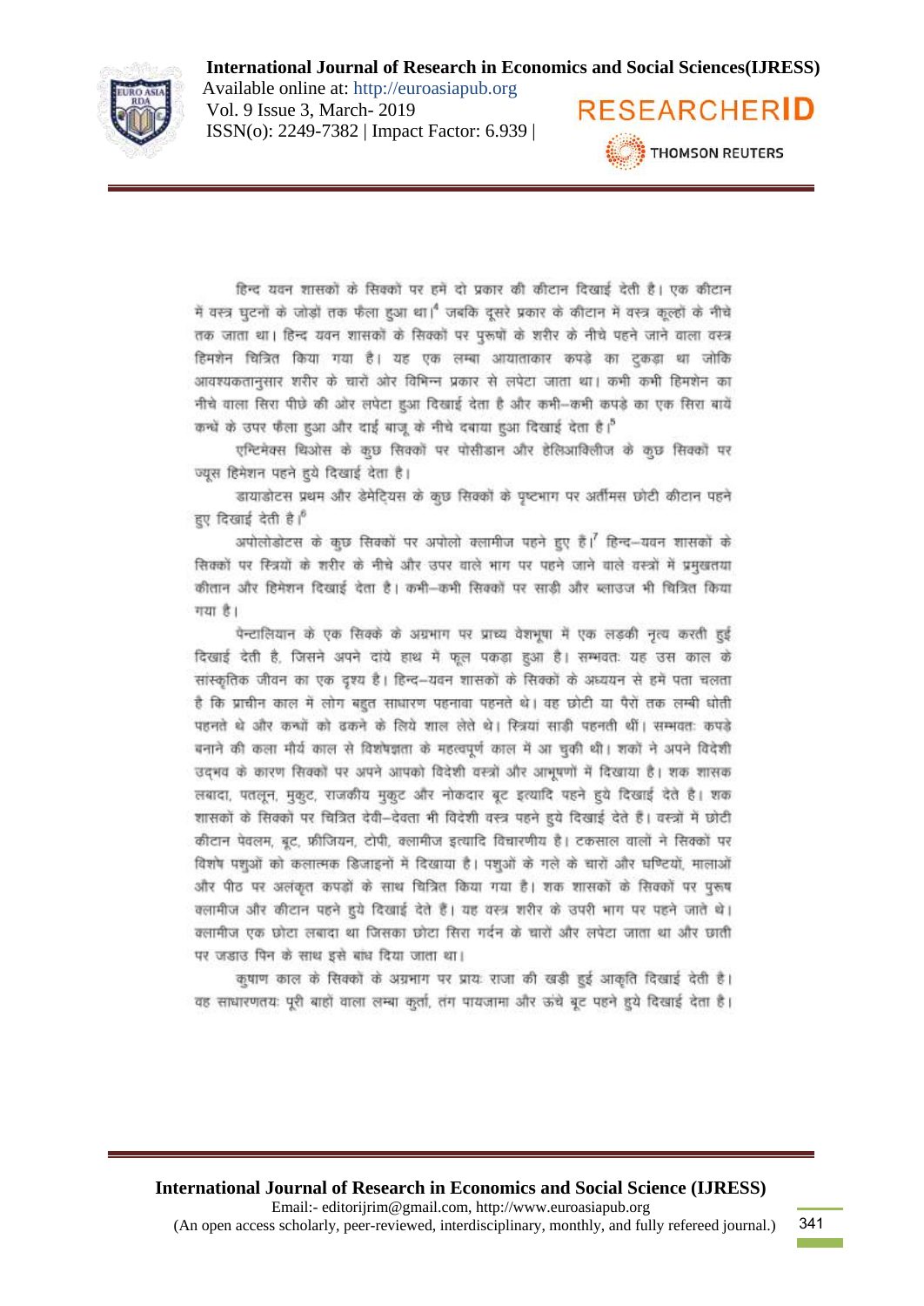हिन्द यवन शासकों के सिक्कों पर हमें दो प्रकार की कीटान दिखाई देती है। एक कीटान में वस्त्र घुटनों के जोड़ों तक फैला हुआ था।[4] जबकि दूसरे प्रकार के कीटान में वस्त्र कूल्हों के नीचे तक जाता था। हिन्द यवन शासकों के सिक्कों पर पुरूषों के शरीर के नीचे पहने जाने वाला वस्त्र हिमशेन चित्रित किया गया है। यह एक लम्बा आयाताकार कपड़े का टुकड़ा था जोकि आवश्यकतानुसार शरीर के चारों ओर विभिन्न प्रकार से लपेटा जाता था। कभी कभी हिमशेन का नीचे वाला सिरा पीछे की ओर लपेटा हुआ दिखाई देता है और कभी–कभी कपड़े का एक सिरा बायें कन्धे के उपर फैला हुआ और दाईं बाजू के नीचे दबाया हुआ दिखाई देता है।[5]

एन्टिमेक्स थिओस के कुछ सिक्कों पर पोसीडान और हेलिआक्लीज के कुछ सिक्कों पर ज्यूस हिमेशन पहने हुये दिखाई देता है।

डायाडोटस प्रथम और डेमेट्रियस के कुछ सिक्कों के पृष्ठभाग पर अर्तीमस छोटी कीटान पहने हुए दिखाई देती है।[6]

अपोलोडोटस के कुछ सिक्कों पर अपोलो क्लामीज पहने हुए हैं।[7] हिन्द–यवन शासकों के सिक्कों पर स्त्रियों के शरीर के नीचे और उपर वाले भाग पर पहने जाने वाले वस्त्रों में प्रमुखतया कीतान और हिमेशन दिखाई देता है। कभी–कभी सिक्कों पर साड़ी और ब्लाउज भी चित्रित किया गया है।

पेन्टालियान के एक सिक्के के अग्रभाग पर प्राच्य वेशभूषा में एक लड़की नृत्य करती हुई दिखाई देती है, जिसने अपने दांये हाथ में फूल पकड़ा हुआ है। सम्भवतः यह उस काल के सांस्कृतिक जीवन का एक दृश्य है। हिन्द–यवन शासकों के सिक्कों के अध्ययन से हमें पता चलता है कि प्राचीन काल में लोग बहुत साधारण पहनावा पहनते थे। वह छोटी या पैरों तक लम्बी धोती पहनते थे और कन्धों को ढकने के लिये शाल लेते थे। स्त्रियां साड़ी पहनती थीं। सम्भवतः कपड़े बनाने की कला मौर्य काल से विशेषज्ञता के महत्वपूर्ण काल में आ चुकी थी। शकों ने अपने विदेशी उद्‌भव के कारण सिक्कों पर अपने आपको विदेशी वस्त्रों और आभूषणों में दिखाया है। शक शासक लबादा, पतलून, मुकुट, राजकीय मुकुट और नोकदार बूट इत्यादि पहने हुये दिखाई देते है। शक शासकों के सिक्कों पर चित्रित देवी–देवता भी विदेशी वस्त्र पहने हुये दिखाई देते हैं। वस्त्रों में छोटी कीटान पेवलम, बूट, फ्रीजियन, टोपी, क्लामीज इत्यादि विचारणीय है। टकसाल वालों ने सिक्कों पर विशेष पशुओं को कलात्मक डिजाइनों में दिखाया है। पशुओं के गले के चारों और घण्टियों, मालाओं और पीठ पर अलंकृत कपड़ों के साथ चित्रित किया गया है। शक शासकों के सिक्कों पर पुरूष क्लामीज और कीटान पहने हुये दिखाई देते हैं। यह वस्त्र शरीर के उपरी भाग पर पहने जाते थे। क्लामीज एक छोटा लबादा था जिसका छोटा सिरा गर्दन के चारों और लपेटा जाता था और छाती पर जडाउ पिन के साथ इसे बांध दिया जाता था।

कुषाण काल के सिक्कों के अग्रभाग पर प्रायः राजा की खड़ी हुई आकृति दिखाई देती है। वह साधारणतयः पूरी बाहों वाला लम्बा कुर्ता, तंग पायजामा और ऊंचे बूट पहने हुये दिखाई देता है।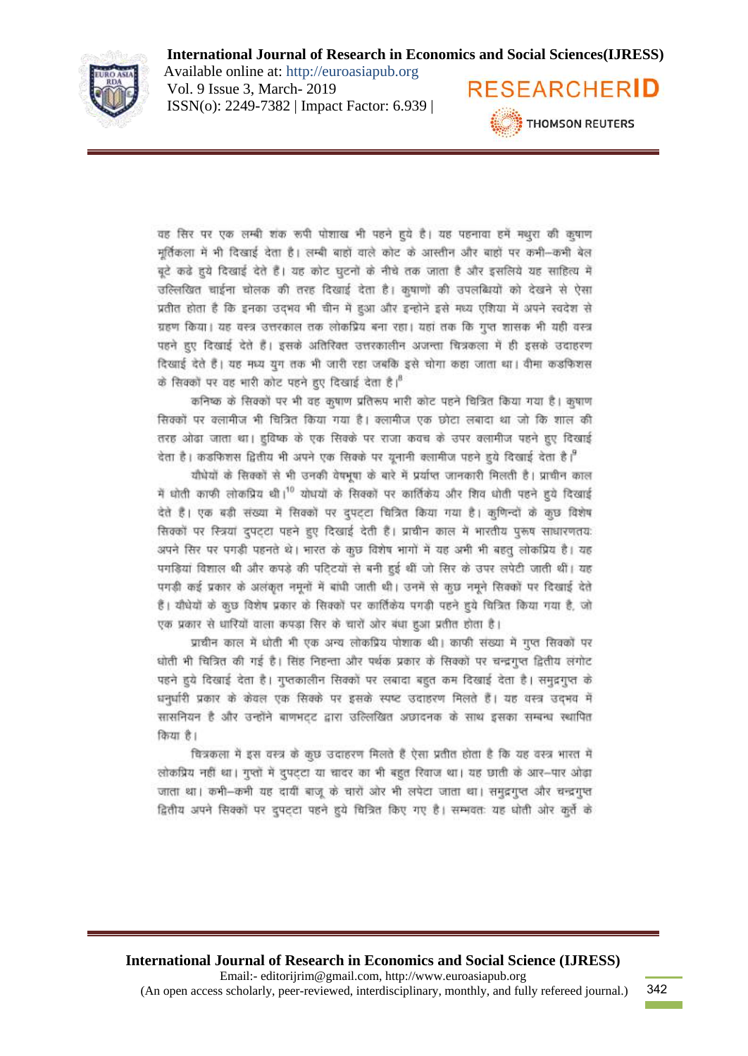वह सिर पर एक लम्बी शंक रूपी पोशाख भी पहने हुये है। यह पहनावा हमें मथुरा की कुषाण मूर्तिकला में भी दिखाई देता है। लम्बी बाहों वाले कोट के आस्तीन और बाहों पर कभी–कभी बेल बूटे कढे हुये दिखाई देते हैं। यह कोट घुटनों के नीचे तक जाता है और इसलिये यह साहित्य में उल्लिखित चाईना चोलक की तरह दिखाई देता है। कुषाणों की उपलब्धियों को देखने से ऐसा प्रतीत होता है कि इनका उद्‌भव भी चीन में हुआ और इन्होने इसे मध्य एशिया में अपने स्वदेश से ग्रहण किया। यह वस्त्र उत्तरकाल तक लोकप्रिय बना रहा। यहां तक कि गुप्त शासक भी यही वस्त्र पहने हुए दिखाई देते हैं। इसके अतिरिक्त उत्तरकालीन अजन्ता चित्रकला में ही इसके उदाहरण दिखाई देते हैं। यह मध्य युग तक भी जारी रहा जबकि इसे चोगा कहा जाता था। वीमा कडफिशस के सिक्कों पर वह भारी कोट पहने हुए दिखाई देता है।[8]

कनिष्क के सिक्कों पर भी वह कुषाण प्रतिरूप भारी कोट पहने चित्रित किया गया है। कुषाण सिक्कों पर क्लामीज भी चित्रित किया गया है। क्लामीज एक छोटा लबादा था जो कि शाल की तरह ओढा जाता था। हुविष्क के एक सिक्के पर राजा कवच के उपर क्लामीज पहने हुए दिखाई देता है। कडफिशस द्वितीय भी अपने एक सिक्के पर यूनानी क्लामीज पहने हुये दिखाई देता है।[9]

यौधेयों के सिक्कों से भी उनकी वेषभूषा के बारे में प्रर्याप्त जानकारी मिलती है। प्राचीन काल में धोती काफी लोकप्रिय थी।[10] योधयों के सिक्कों पर कार्तिकेय और शिव धोती पहने हुये दिखाई देते हैं। एक बड़ी संख्या में सिक्कों पर दुपट्टा चित्रित किया गया है। कुणिन्दों के कुछ विशेष सिक्कों पर स्त्रियां दुपट्टा पहने हुए दिखाई देती हैं। प्राचीन काल में भारतीय पुरूष साधारणतयः अपने सिर पर पगड़ी पहनते थे। भारत के कुछ विशेष भागों में यह अभी भी बहुत लोकप्रिय है। यह पगड़ियां विशाल थी और कपड़े की पट्टियों से बनी हुई थीं जो सिर के उपर लपेटी जाती थीं। यह पगड़ी कई प्रकार के अलंकृत नमूनों में बांधी जाती थी। उनमें से कुछ नमूने सिक्कों पर दिखाई देते हैं। यौधेयों के कुछ विशेष प्रकार के सिक्कों पर कार्तिकेय पगड़ी पहने हुये चित्रित किया गया है, जो एक प्रकार से धारियों वाला कपड़ा सिर के चारों ओर बंधा हुआ प्रतीत होता है।

प्राचीन काल में धोती भी एक अन्य लोकप्रिय पोशाक थी। काफी संख्या में गुप्त सिक्कों पर धोती भी चित्रित की गई है। सिंह निहन्ता और पर्यक प्रकार के सिक्कों पर चन्द्रगुप्त द्वितीय लंगोट पहने हुये दिखाई देता है। गुप्तकालीन सिक्कों पर लबादा बहुत कम दिखाई देता है। समुद्रगुप्त के धनुर्धारी प्रकार के केवल एक सिक्के पर इसके स्पष्ट उदाहरण मिलते हैं। यह वस्त्र उद्‌भव में सासनियन है और उन्होंने बाणभट्ट द्वारा उल्लिखित अछादनक के साथ इसका सम्बन्ध स्थापित किया है।

चित्रकला में इस वस्त्र के कुछ उदाहरण मिलते हैं ऐसा प्रतीत होता है कि यह वस्त्र भारत में लोकप्रिय नहीं था। गुप्तों में दुपट्टा या चादर का भी बहुत रिवाज था। यह छाती के आर–पार ओढ़ा जाता था। कभी–कभी यह दायीं बाजू के चारों ओर भी लपेटा जाता था। समुद्रगुप्त और चन्द्रगुप्त द्वितीय अपने सिक्कों पर दुपट्टा पहने हुये चित्रित किए गए है। सम्भवतः यह धोती ओर कुर्ते के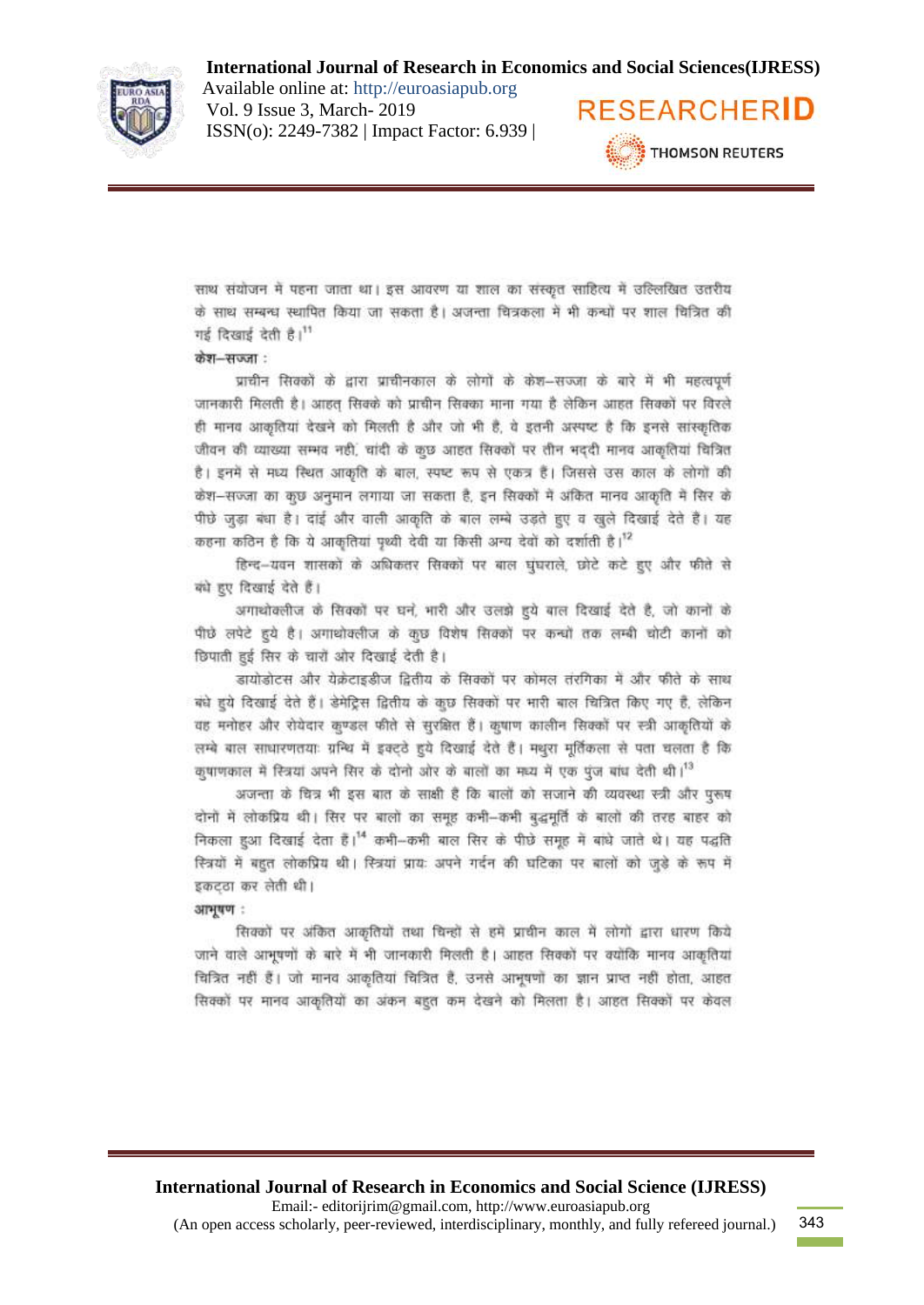साथ संयोजन में पहना जाता था। इस आवरण या शाल का संस्कृत साहित्य में उल्लिखित उत्तरीय के साथ सम्बन्ध स्थापित किया जा सकता है। अजन्ता चित्रकला में भी कन्धों पर शाल चित्रित की गई दिखाई देती है।[11]

**केश–सज्जा :**

प्राचीन सिक्कों के द्वारा प्राचीनकाल के लोगों के केश–सज्जा के बारे में भी महत्वपूर्ण जानकारी मिलती है। आहत् सिक्के को प्राचीन सिक्का माना गया है लेकिन आहत सिक्कों पर विरले ही मानव आकृतियां देखने को मिलती है और जो भी है, वे इतनी अस्पष्ट है कि इनसे सांस्कृतिक जीवन की व्याख्या सम्भव नहीं, चांदी के कुछ आहत सिक्कों पर तीन भद्दी मानव आकृतियां चित्रित है। इनमें से मध्य स्थित आकृति के बाल, स्पष्ट रूप से एकत्र है। जिससे उस काल के लोगों की केश–सज्जा का कुछ अनुमान लगाया जा सकता है, इन सिक्कों में अंकित मानव आकृति में सिर के पीछे जुड़ा बंधा है। दाई और वाली आकृति के बाल लम्बे उड़ते हुए व खुले दिखाई देते है। यह कहना कठिन है कि ये आकृतियां पृथ्वी देवी या किसी अन्य देवों को दर्शाती है।[12]

हिन्द–यवन शासकों के अधिकतर सिक्कों पर बाल घुंघराले, छोटे कटे हुए और फीते से बंधे हुए दिखाई देते हैं।

अगाथोक्लीज के सिक्कों पर घनें, भारी और उलझे हुये बाल दिखाई देते है, जो कानों के पीछे लपेटे हुये है। अगाथोक्लीज के कुछ विशेष सिक्कों पर कन्धों तक लम्बी चोटी कानों को छिपाती हुई सिर के चारों ओर दिखाई देती है।

डायोडोटस और येक्रेटाइडीज द्वितीय के सिक्कों पर कोमल तरंगिका में और फीते के साथ बंधे हुये दिखाई देते है। डेमेट्रिस द्वितीय के कुछ सिक्को पर भारी बाल चित्रित किए गए है, लेकिन वह मनोहर और रोयेदार कुण्डल फीते से सुरक्षित है। कुषाण कालीन सिक्कों पर स्त्री आकृतियों के लम्बे बाल साधारणतयाः ग्रन्थि में इक्टठे हुये दिखाई देते है। मथुरा मूर्तिकला से पता चलता है कि कुषाणकाल में स्त्रियां अपने सिर के दोनो ओर के बालों का मध्य में एक पुंज बांध देती थी।[13]

अजन्ता के चित्र भी इस बात के साक्षी है कि बालों को सजाने की व्यवस्था स्त्री और पुरूष दोनों में लोकप्रिय थी। सिर पर बालो का समूह कभी–कभी बुद्धमूर्ति के बालों की तरह बाहर को निकला हुआ दिखाई देता है।[14] कभी–कभी बाल सिर के पीछे समूह में बांधे जाते थे। यह पद्धति स्त्रियों में बहुत लोकप्रिय थी। स्त्रियां प्रायः अपने गर्दन की घटिका पर बालों को जुड़े के रूप में इकट्ठा कर लेती थी।

**आभूषण :**

सिक्कों पर अंकित आकृतियों तथा चिन्हों से हमें प्राचीन काल में लोगों द्वारा धारण किये जाने वाले आभूषणों के बारे में भी जानकारी मिलती है। आहत सिक्कों पर क्योंकि मानव आकृतियां चित्रित नहीं हैं। जो मानव आकृतियां चित्रित है, उनसे आभूषणों का ज्ञान प्राप्त नही होता, आहत सिक्कों पर मानव आकृतियों का अंकन बहुत कम देखने को मिलता है। आहत सिक्कों पर केवल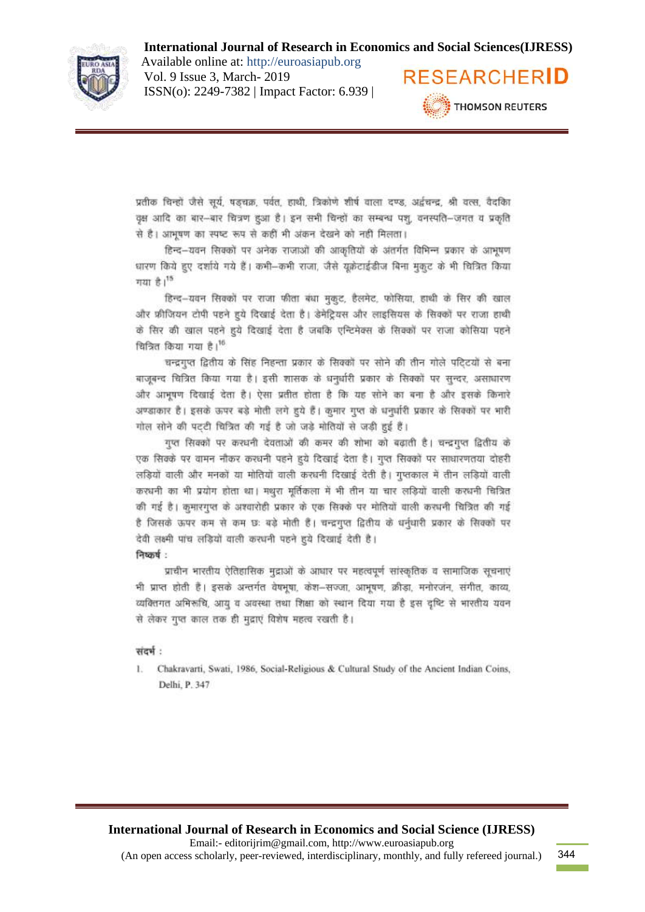प्रतीक चिन्हों जैसे सूर्य, षड्चक्र, पर्वत, हाथी, त्रिकोण शीर्ष वाला दण्ड, अर्द्धचन्द्र, श्री वत्स, वेदिका वृक्ष आदि का बार–बार चित्रण हुआ है। इन सभी चिन्हों का सम्बन्ध पशु, वनस्पति–जगत व प्रकृति से है। आभूषण का स्पष्ट रूप से कहीं भी अंकन देखने को नही मिलता।

हिन्द–यवन सिक्कों पर अनेक राजाओं की आकृतियों के अंतर्गत विभिन्न प्रकार के आभूषण धारण किये हुए दर्शाये गये हैं। कभी–कभी राजा, जैसे यूक्रेटाईडीज बिना मुकुट के भी चित्रित किया गया है।[15]

हिन्द–यवन सिक्कों पर राजा फीता बंधा मुकुट, हैलमेट, फोसिया, हाथी के सिर की खाल और फ्रीजियन टोपी पहने हुये दिखाई देता है। डेमेट्रियस और लाइसियस के सिक्कों पर राजा हाथी के सिर की खाल पहने हुये दिखाई देता है जबकि एन्टिमेक्स के सिक्कों पर राजा कोसिया पहने चित्रित किया गया है।[16]

चन्द्रगुप्त द्वितीय के सिंह निहन्ता प्रकार के सिक्कों पर सोने की तीन गोले पट्टियों से बना बाजूबन्द चित्रित किया गया है। इसी शासक के धनुर्धारी प्रकार के सिक्कों पर सुन्दर, असाधारण और आभूषण दिखाई देता है। ऐसा प्रतीत होता है कि यह सोने का बना है और इसके किनारे अण्डाकार है। इसके ऊपर बड़े मोती लगे हुये हैं। कुमार गुप्त के धनुर्धारी प्रकार के सिक्कों पर भारी गोल सोने की पट्टी चित्रित की गई है जो जड़े मोतियों से जड़ी हुई है।

गुप्त सिक्कों पर करधनी देवताओं की कमर की शोभा को बढ़ाती है। चन्द्रगुप्त द्वितीय के एक सिक्के पर वामन नौकर करधनी पहने हुये दिखाई देता है। गुप्त सिक्कों पर साधारणतया दोहरी लड़ियों वाली और मनकों या मोतियों वाली करधनी दिखाई देती है। गुप्तकाल में तीन लड़ियों वाली करधनी का भी प्रयोग होता था। मथुरा मूर्तिकला में भी तीन या चार लड़ियों वाली करधनी चित्रित की गई है। कुमारगुप्त के अश्वारोही प्रकार के एक सिक्के पर मोतियों वाली करधनी चित्रित की गई है जिसके ऊपर कम से कम छः बड़े मोती हैं। चन्द्रगुप्त द्वितीय के धर्नुधारी प्रकार के सिक्कों पर देवी लक्ष्मी पांच लड़ियों वाली करधनी पहने हुये दिखाई देती है।

**निष्कर्ष :**

प्राचीन भारतीय ऐतिहासिक मुद्राओं के आधार पर महत्वपूर्ण सांस्कृतिक व सामाजिक सूचनाएं भी प्राप्त होती हैं। इसके अन्तर्गत वेषभूषा, केश–सज्जा, आभूषण, क्रीड़ा, मनोरंजन, संगीत, काव्य, व्यक्तिगत अभिरूचि, आयु व अवस्था तथा शिक्षा को स्थान दिया गया है इस दृष्टि से भारतीय यवन से लेकर गुप्त काल तक ही मुद्राएं विशेष महत्व रखती है।

**संदर्भ :**

1. Chakravarti, Swati, 1986, Social-Religious & Cultural Study of the Ancient Indian Coins, Delhi, P. 347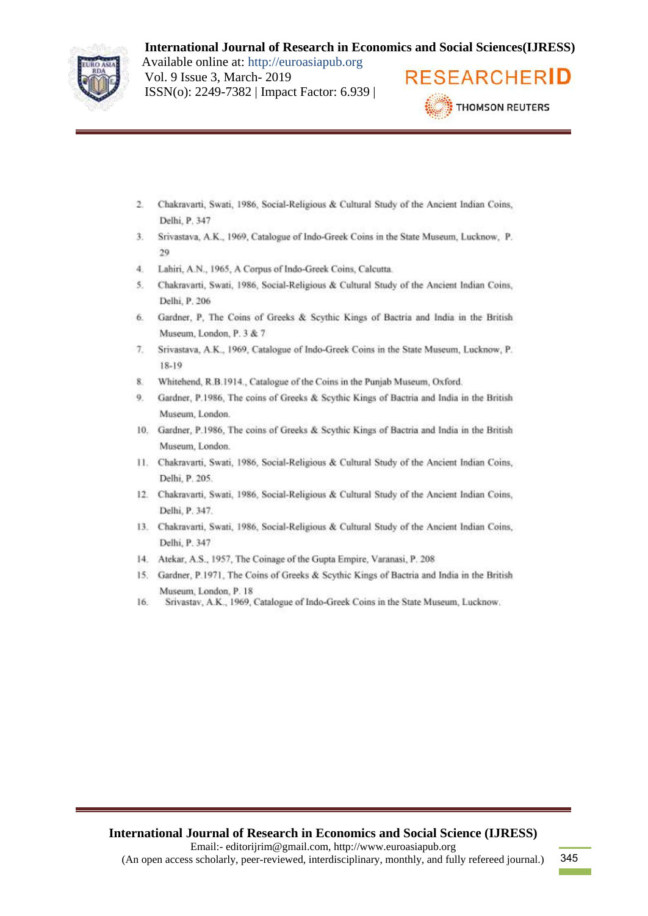2. Chakravarti, Swati, 1986, Social-Religious & Cultural Study of the Ancient Indian Coins, Delhi, P. 347
3. Srivastava, A.K., 1969, Catalogue of Indo-Greek Coins in the State Museum, Lucknow, P. 29
4. Lahiri, A.N., 1965, A Corpus of Indo-Greek Coins, Calcutta.
5. Chakravarti, Swati, 1986, Social-Religious & Cultural Study of the Ancient Indian Coins, Delhi, P. 206
6. Gardner, P, The Coins of Greeks & Scythic Kings of Bactria and India in the British Museum, London, P. 3 & 7
7. Srivastava, A.K., 1969, Catalogue of Indo-Greek Coins in the State Museum, Lucknow, P. 18-19
8. Whitehend, R.B.1914., Catalogue of the Coins in the Punjab Museum, Oxford.
9. Gardner, P.1986, The coins of Greeks & Scythic Kings of Bactria and India in the British Museum, London.
10. Gardner, P.1986, The coins of Greeks & Scythic Kings of Bactria and India in the British Museum, London.
11. Chakravarti, Swati, 1986, Social-Religious & Cultural Study of the Ancient Indian Coins, Delhi, P. 205.
12. Chakravarti, Swati, 1986, Social-Religious & Cultural Study of the Ancient Indian Coins, Delhi, P. 347.
13. Chakravarti, Swati, 1986, Social-Religious & Cultural Study of the Ancient Indian Coins, Delhi, P. 347
14. Atekar, A.S., 1957, The Coinage of the Gupta Empire, Varanasi, P. 208
15. Gardner, P.1971, The Coins of Greeks & Scythic Kings of Bactria and India in the British Museum, London, P. 18
16. Srivastav, A.K., 1969, Catalogue of Indo-Greek Coins in the State Museum, Lucknow.